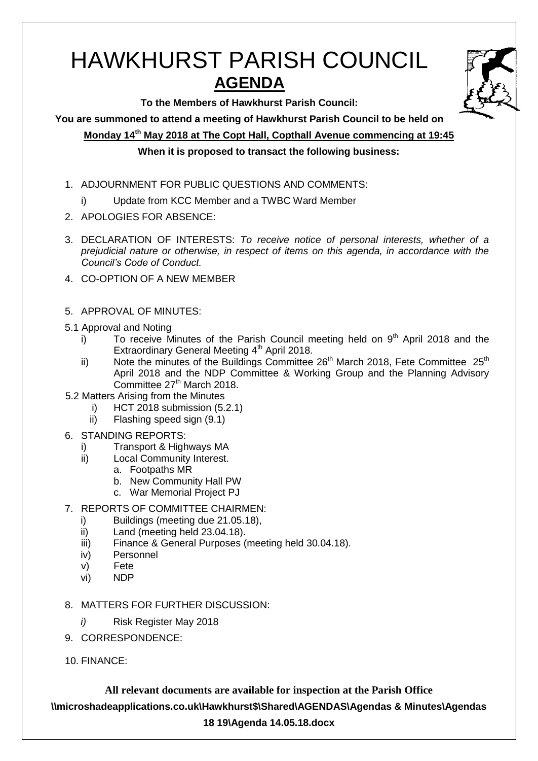# HAWKHURST PARISH COUNCIL

## AGENDA

**To the Members of Hawkhurst Parish Council:**

**You are summoned to attend a meeting of Hawkhurst Parish Council to be held on**

**Monday 14th May 2018 at The Copt Hall, Copthall Avenue commencing at 19:45**

**When it is proposed to transact the following business:**

1. ADJOURNMENT FOR PUBLIC QUESTIONS AND COMMENTS:
   i) Update from KCC Member and a TWBC Ward Member
2. APOLOGIES FOR ABSENCE:
3. DECLARATION OF INTERESTS: *To receive notice of personal interests, whether of a prejudicial nature or otherwise, in respect of items on this agenda, in accordance with the Council's Code of Conduct.*
4. CO-OPTION OF A NEW MEMBER
5. APPROVAL OF MINUTES:

5.1 Approval and Noting
   i) To receive Minutes of the Parish Council meeting held on 9th April 2018 and the Extraordinary General Meeting 4th April 2018.
   ii) Note the minutes of the Buildings Committee 26th March 2018, Fete Committee 25th April 2018 and the NDP Committee & Working Group and the Planning Advisory Committee 27th March 2018.

5.2 Matters Arising from the Minutes
   i) HCT 2018 submission (5.2.1)
   ii) Flashing speed sign (9.1)

6. STANDING REPORTS:
   i) Transport & Highways MA
   ii) Local Community Interest.
      a. Footpaths MR
      b. New Community Hall PW
      c. War Memorial Project PJ
7. REPORTS OF COMMITTEE CHAIRMEN:
   i) Buildings (meeting due 21.05.18),
   ii) Land (meeting held 23.04.18).
   iii) Finance & General Purposes (meeting held 30.04.18).
   iv) Personnel
   v) Fete
   vi) NDP
8. MATTERS FOR FURTHER DISCUSSION:
   *i)* Risk Register May 2018
9. CORRESPONDENCE:
10. FINANCE:

**All relevant documents are available for inspection at the Parish Office**

**\\microshadeapplications.co.uk\Hawkhurst$\Shared\AGENDAS\Agendas & Minutes\Agendas 18 19\Agenda 14.05.18.docx**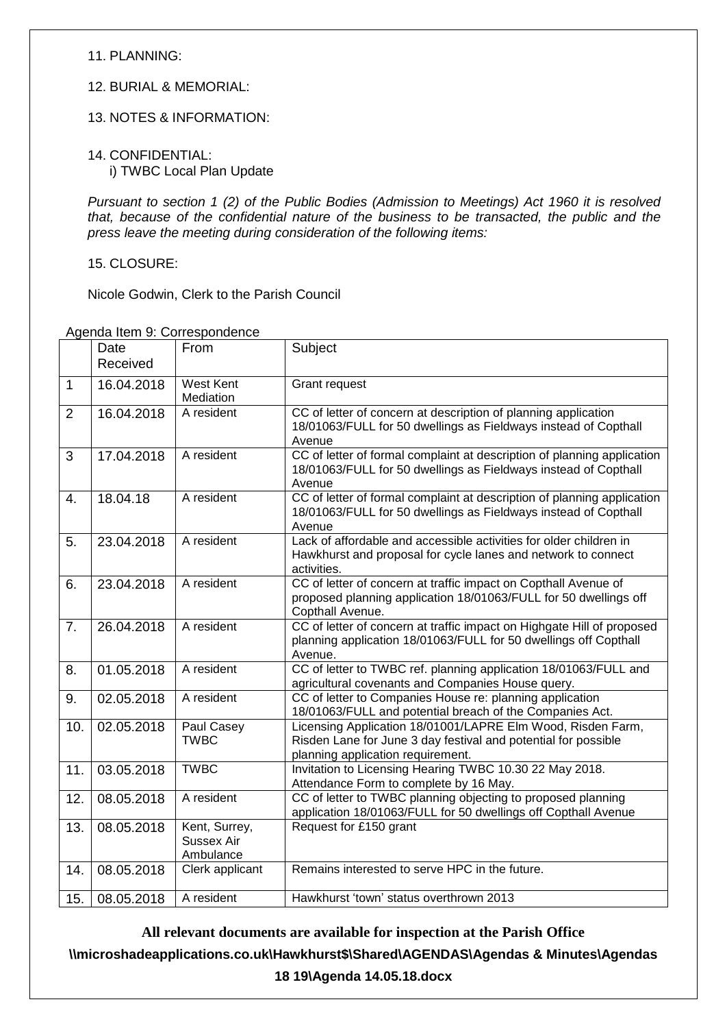11. PLANNING:

12. BURIAL & MEMORIAL:

13. NOTES & INFORMATION:

14. CONFIDENTIAL:
    i) TWBC Local Plan Update

*Pursuant to section 1 (2) of the Public Bodies (Admission to Meetings) Act 1960 it is resolved that, because of the confidential nature of the business to be transacted, the public and the press leave the meeting during consideration of the following items:*

15. CLOSURE:

Nicole Godwin, Clerk to the Parish Council

Agenda Item 9: Correspondence

| | Date Received | From | Subject |
|---|---|---|---|
| 1 | 16.04.2018 | West Kent Mediation | Grant request |
| 2 | 16.04.2018 | A resident | CC of letter of concern at description of planning application 18/01063/FULL for 50 dwellings as Fieldways instead of Copthall Avenue |
| 3 | 17.04.2018 | A resident | CC of letter of formal complaint at description of planning application 18/01063/FULL for 50 dwellings as Fieldways instead of Copthall Avenue |
| 4. | 18.04.18 | A resident | CC of letter of formal complaint at description of planning application 18/01063/FULL for 50 dwellings as Fieldways instead of Copthall Avenue |
| 5. | 23.04.2018 | A resident | Lack of affordable and accessible activities for older children in Hawkhurst and proposal for cycle lanes and network to connect activities. |
| 6. | 23.04.2018 | A resident | CC of letter of concern at traffic impact on Copthall Avenue of proposed planning application 18/01063/FULL for 50 dwellings off Copthall Avenue. |
| 7. | 26.04.2018 | A resident | CC of letter of concern at traffic impact on Highgate Hill of proposed planning application 18/01063/FULL for 50 dwellings off Copthall Avenue. |
| 8. | 01.05.2018 | A resident | CC of letter to TWBC ref. planning application 18/01063/FULL and agricultural covenants and Companies House query. |
| 9. | 02.05.2018 | A resident | CC of letter to Companies House re: planning application 18/01063/FULL and potential breach of the Companies Act. |
| 10. | 02.05.2018 | Paul Casey TWBC | Licensing Application 18/01001/LAPRE Elm Wood, Risden Farm, Risden Lane for June 3 day festival and potential for possible planning application requirement. |
| 11. | 03.05.2018 | TWBC | Invitation to Licensing Hearing TWBC 10.30 22 May 2018. Attendance Form to complete by 16 May. |
| 12. | 08.05.2018 | A resident | CC of letter to TWBC planning objecting to proposed planning application 18/01063/FULL for 50 dwellings off Copthall Avenue |
| 13. | 08.05.2018 | Kent, Surrey, Sussex Air Ambulance | Request for £150 grant |
| 14. | 08.05.2018 | Clerk applicant | Remains interested to serve HPC in the future. |
| 15. | 08.05.2018 | A resident | Hawkhurst 'town' status overthrown 2013 |

**All relevant documents are available for inspection at the Parish Office**

**\\microshadeapplications.co.uk\Hawkhurst$\Shared\AGENDAS\Agendas & Minutes\Agendas 18 19\Agenda 14.05.18.docx**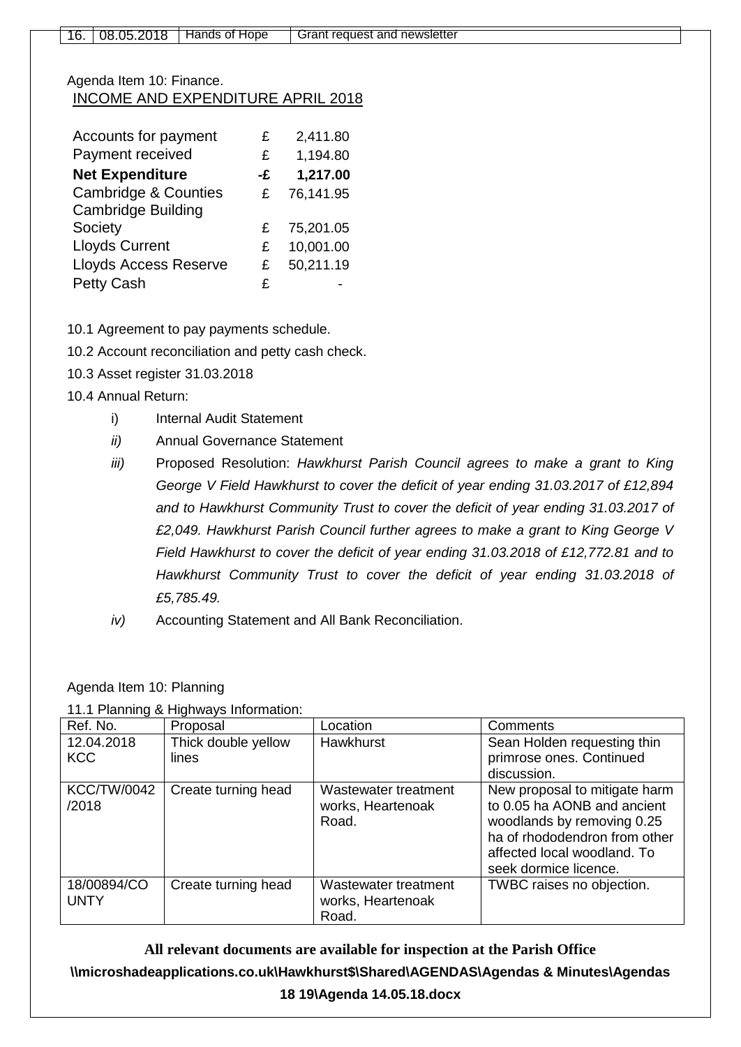| 16. | 08.05.2018 | Hands of Hope | Grant request and newsletter |
|---|---|---|---|

Agenda Item 10: Finance.

INCOME AND EXPENDITURE APRIL 2018

| | | |
|---|---|---|
| Accounts for payment | £ | 2,411.80 |
| Payment received | £ | 1,194.80 |
| **Net Expenditure** | **-£** | **1,217.00** |
| Cambridge & Counties | £ | 76,141.95 |
| Cambridge Building Society | £ | 75,201.05 |
| Lloyds Current | £ | 10,001.00 |
| Lloyds Access Reserve | £ | 50,211.19 |
| Petty Cash | £ | - |

10.1 Agreement to pay payments schedule.

10.2 Account reconciliation and petty cash check.

10.3 Asset register 31.03.2018

10.4 Annual Return:

i) Internal Audit Statement

*ii)* Annual Governance Statement

*iii)* Proposed Resolution: *Hawkhurst Parish Council agrees to make a grant to King George V Field Hawkhurst to cover the deficit of year ending 31.03.2017 of £12,894 and to Hawkhurst Community Trust to cover the deficit of year ending 31.03.2017 of £2,049. Hawkhurst Parish Council further agrees to make a grant to King George V Field Hawkhurst to cover the deficit of year ending 31.03.2018 of £12,772.81 and to Hawkhurst Community Trust to cover the deficit of year ending 31.03.2018 of £5,785.49.*

*iv)* Accounting Statement and All Bank Reconciliation.

Agenda Item 10: Planning

11.1 Planning & Highways Information:

| Ref. No. | Proposal | Location | Comments |
|---|---|---|---|
| 12.04.2018 KCC | Thick double yellow lines | Hawkhurst | Sean Holden requesting thin primrose ones. Continued discussion. |
| KCC/TW/0042 /2018 | Create turning head | Wastewater treatment works, Heartenoak Road. | New proposal to mitigate harm to 0.05 ha AONB and ancient woodlands by removing 0.25 ha of rhododendron from other affected local woodland. To seek dormice licence. |
| 18/00894/COUNTY | Create turning head | Wastewater treatment works, Heartenoak Road. | TWBC raises no objection. |

**All relevant documents are available for inspection at the Parish Office**

**\\microshadeapplications.co.uk\Hawkhurst$\Shared\AGENDAS\Agendas & Minutes\Agendas 18 19\Agenda 14.05.18.docx**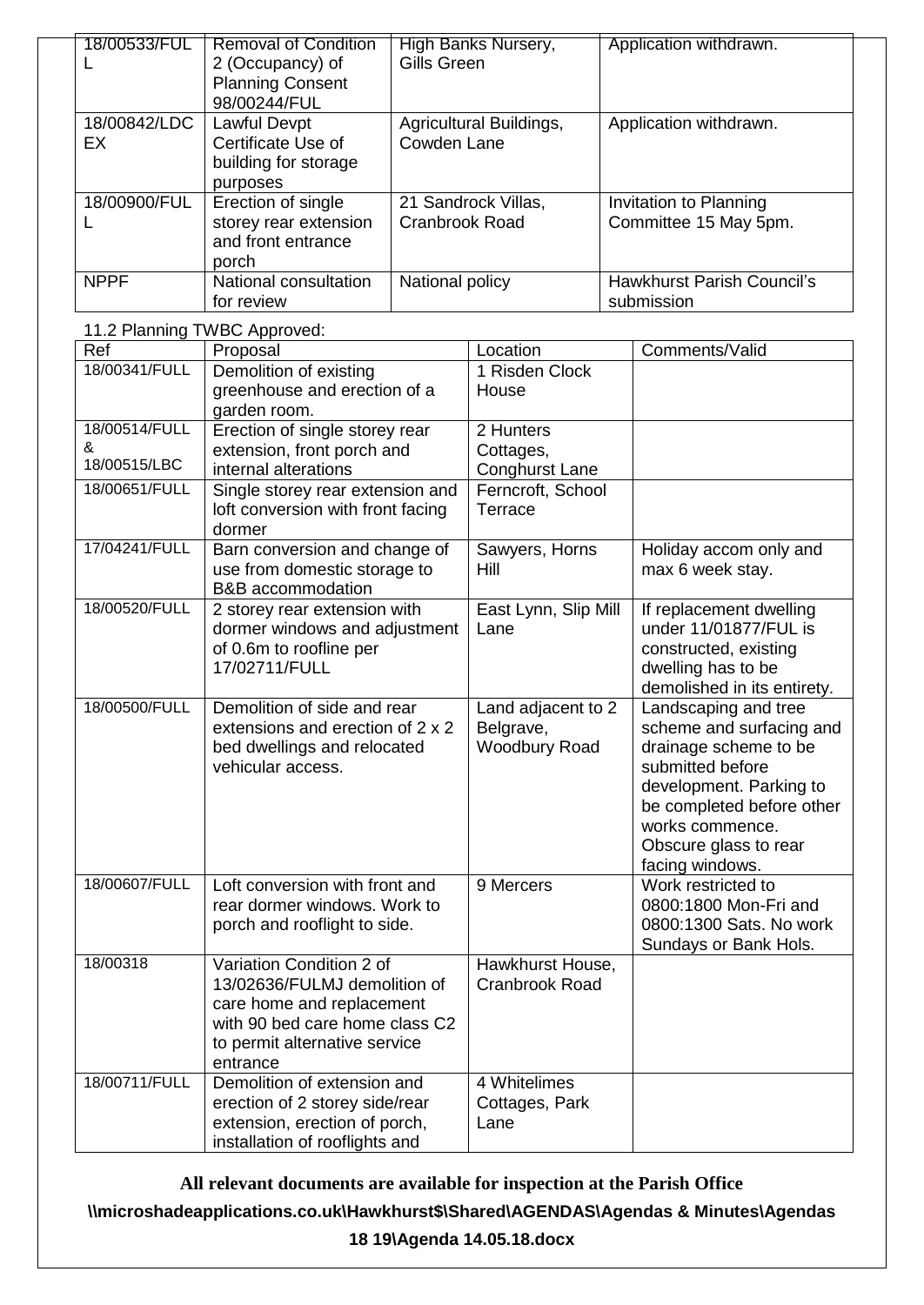| | | | |
|---|---|---|---|
| 18/00533/FULL | Removal of Condition 2 (Occupancy) of Planning Consent 98/00244/FUL | High Banks Nursery, Gills Green | Application withdrawn. |
| 18/00842/LDCEX | Lawful Devpt Certificate Use of building for storage purposes | Agricultural Buildings, Cowden Lane | Application withdrawn. |
| 18/00900/FULL | Erection of single storey rear extension and front entrance porch | 21 Sandrock Villas, Cranbrook Road | Invitation to Planning Committee 15 May 5pm. |
| NPPF | National consultation for review | National policy | Hawkhurst Parish Council's submission |

11.2 Planning TWBC Approved:

| Ref | Proposal | Location | Comments/Valid |
|---|---|---|---|
| 18/00341/FULL | Demolition of existing greenhouse and erection of a garden room. | 1 Risden Clock House | |
| 18/00514/FULL & 18/00515/LBC | Erection of single storey rear extension, front porch and internal alterations | 2 Hunters Cottages, Conghurst Lane | |
| 18/00651/FULL | Single storey rear extension and loft conversion with front facing dormer | Ferncroft, School Terrace | |
| 17/04241/FULL | Barn conversion and change of use from domestic storage to B&B accommodation | Sawyers, Horns Hill | Holiday accom only and max 6 week stay. |
| 18/00520/FULL | 2 storey rear extension with dormer windows and adjustment of 0.6m to roofline per 17/02711/FULL | East Lynn, Slip Mill Lane | If replacement dwelling under 11/01877/FUL is constructed, existing dwelling has to be demolished in its entirety. |
| 18/00500/FULL | Demolition of side and rear extensions and erection of 2 x 2 bed dwellings and relocated vehicular access. | Land adjacent to 2 Belgrave, Woodbury Road | Landscaping and tree scheme and surfacing and drainage scheme to be submitted before development. Parking to be completed before other works commence. Obscure glass to rear facing windows. |
| 18/00607/FULL | Loft conversion with front and rear dormer windows. Work to porch and rooflight to side. | 9 Mercers | Work restricted to 0800:1800 Mon-Fri and 0800:1300 Sats. No work Sundays or Bank Hols. |
| 18/00318 | Variation Condition 2 of 13/02636/FULMJ demolition of care home and replacement with 90 bed care home class C2 to permit alternative service entrance | Hawkhurst House, Cranbrook Road | |
| 18/00711/FULL | Demolition of extension and erection of 2 storey side/rear extension, erection of porch, installation of rooflights and | 4 Whitelimes Cottages, Park Lane | |

**All relevant documents are available for inspection at the Parish Office**

**\\microshadeapplications.co.uk\Hawkhurst$\Shared\AGENDAS\Agendas & Minutes\Agendas 18 19\Agenda 14.05.18.docx**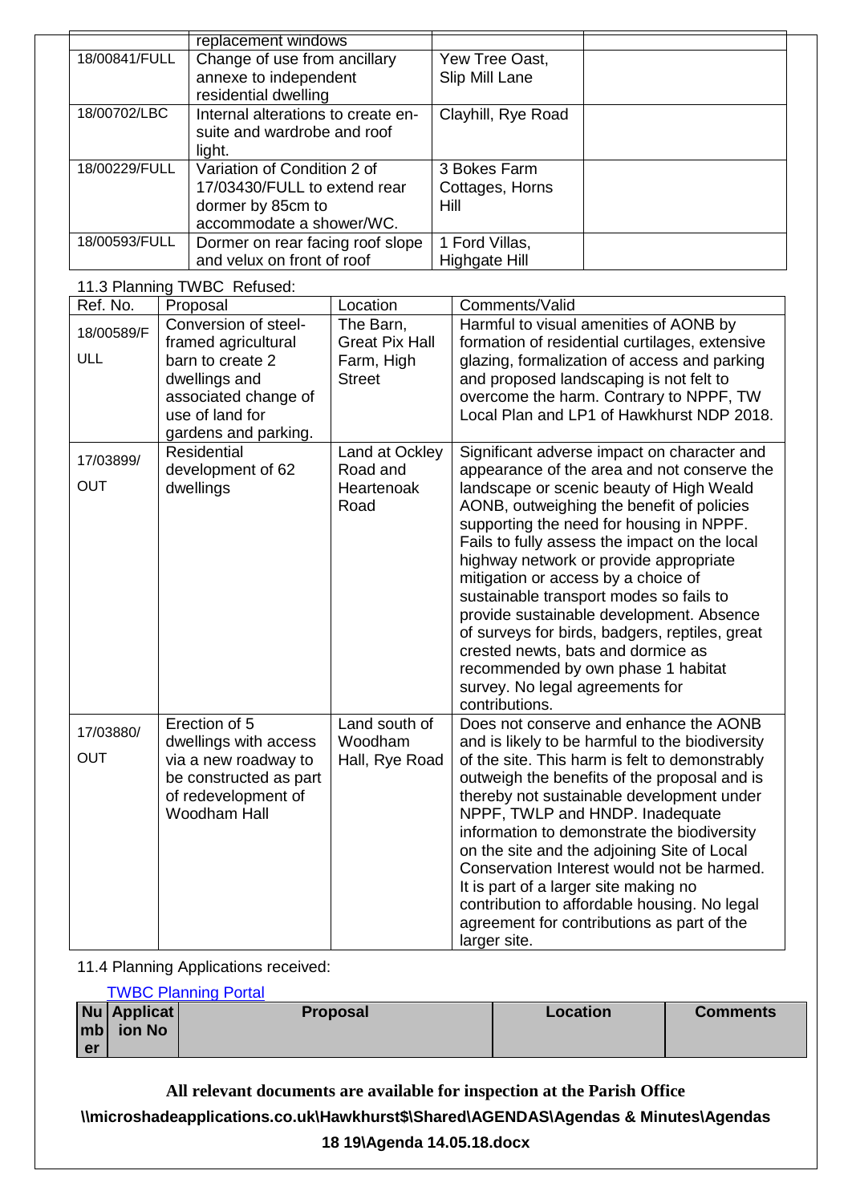|  | replacement windows |  |  |
|---|---|---|---|
| 18/00841/FULL | Change of use from ancillary annexe to independent residential dwelling | Yew Tree Oast, Slip Mill Lane |  |
| 18/00702/LBC | Internal alterations to create en-suite and wardrobe and roof light. | Clayhill, Rye Road |  |
| 18/00229/FULL | Variation of Condition 2 of 17/03430/FULL to extend rear dormer by 85cm to accommodate a shower/WC. | 3 Bokes Farm Cottages, Horns Hill |  |
| 18/00593/FULL | Dormer on rear facing roof slope and velux on front of roof | 1 Ford Villas, Highgate Hill |  |

11.3 Planning TWBC Refused:

| Ref. No. | Proposal | Location | Comments/Valid |
|---|---|---|---|
| 18/00589/FULL | Conversion of steel-framed agricultural barn to create 2 dwellings and associated change of use of land for gardens and parking. | The Barn, Great Pix Hall Farm, High Street | Harmful to visual amenities of AONB by formation of residential curtilages, extensive glazing, formalization of access and parking and proposed landscaping is not felt to overcome the harm. Contrary to NPPF, TW Local Plan and LP1 of Hawkhurst NDP 2018. |
| 17/03899/OUT | Residential development of 62 dwellings | Land at Ockley Road and Heartenoak Road | Significant adverse impact on character and appearance of the area and not conserve the landscape or scenic beauty of High Weald AONB, outweighing the benefit of policies supporting the need for housing in NPPF. Fails to fully assess the impact on the local highway network or provide appropriate mitigation or access by a choice of sustainable transport modes so fails to provide sustainable development. Absence of surveys for birds, badgers, reptiles, great crested newts, bats and dormice as recommended by own phase 1 habitat survey. No legal agreements for contributions. |
| 17/03880/OUT | Erection of 5 dwellings with access via a new roadway to be constructed as part of redevelopment of Woodham Hall | Land south of Woodham Hall, Rye Road | Does not conserve and enhance the AONB and is likely to be harmful to the biodiversity of the site. This harm is felt to demonstrably outweigh the benefits of the proposal and is thereby not sustainable development under NPPF, TWLP and HNDP. Inadequate information to demonstrate the biodiversity on the site and the adjoining Site of Local Conservation Interest would not be harmed. It is part of a larger site making no contribution to affordable housing. No legal agreement for contributions as part of the larger site. |

11.4 Planning Applications received:

[TWBC Planning Portal](TWBC Planning Portal)

| Number | Application No | Proposal | Location | Comments |
|---|---|---|---|---|

**All relevant documents are available for inspection at the Parish Office**

**\\microshadeapplications.co.uk\Hawkhurst$\Shared\AGENDAS\Agendas & Minutes\Agendas 18 19\Agenda 14.05.18.docx**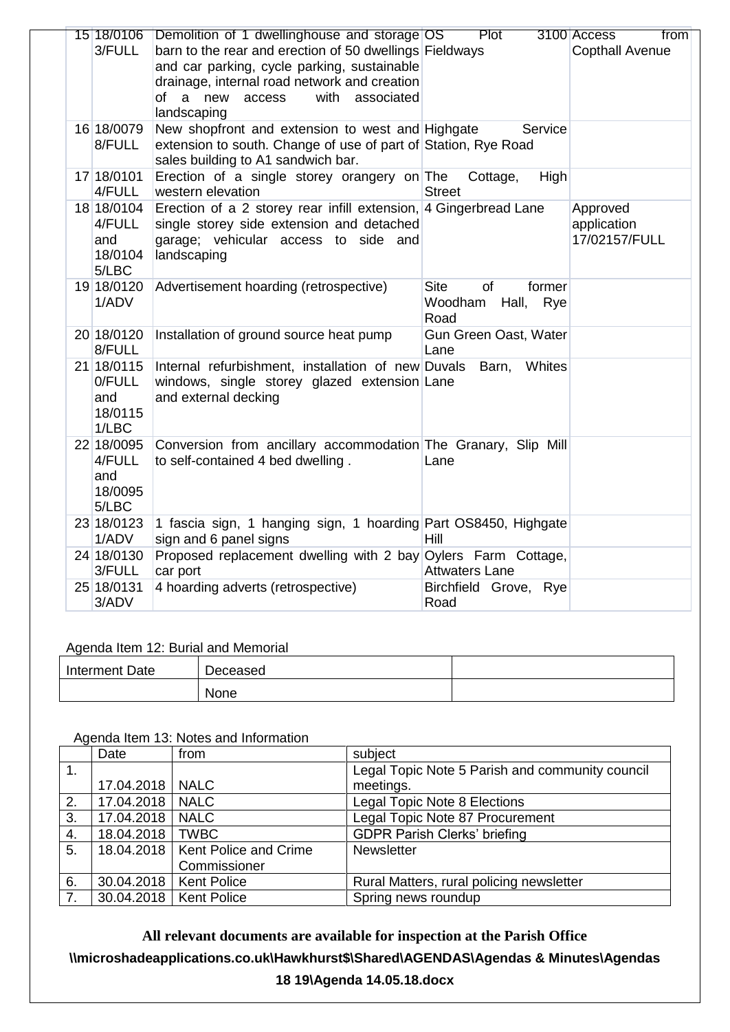| | | | | |
|---|---|---|---|---|
| 15 | 18/01063/FULL | Demolition of 1 dwellinghouse and storage barn to the rear and erection of 50 dwellings and car parking, cycle parking, sustainable drainage, internal road network and creation of a new access with associated landscaping | OS Plot 3100 Fieldways | Access from Copthall Avenue |
| 16 | 18/00798/FULL | New shopfront and extension to west and extension to south. Change of use of part of sales building to A1 sandwich bar. | Highgate Service Station, Rye Road | |
| 17 | 18/01014/FULL | Erection of a single storey orangery on western elevation | The Cottage, High Street | |
| 18 | 18/01044/FULL and 18/01045/LBC | Erection of a 2 storey rear infill extension, single storey side extension and detached garage; vehicular access to side and landscaping | 4 Gingerbread Lane | Approved application 17/02157/FULL |
| 19 | 18/01201/ADV | Advertisement hoarding (retrospective) | Site of former Woodham Hall, Rye Road | |
| 20 | 18/01208/FULL | Installation of ground source heat pump | Gun Green Oast, Water Lane | |
| 21 | 18/01150/FULL and 18/01151/LBC | Internal refurbishment, installation of new windows, single storey glazed extension and external decking | Duvals Barn, Whites Lane | |
| 22 | 18/00954/FULL and 18/00955/LBC | Conversion from ancillary accommodation to self-contained 4 bed dwelling . | The Granary, Slip Mill Lane | |
| 23 | 18/01231/ADV | 1 fascia sign, 1 hanging sign, 1 hoarding sign and 6 panel signs | Part OS8450, Highgate Hill | |
| 24 | 18/01303/FULL | Proposed replacement dwelling with 2 bay car port | Oylers Farm Cottage, Attwaters Lane | |
| 25 | 18/01313/ADV | 4 hoarding adverts (retrospective) | Birchfield Grove, Rye Road | |

Agenda Item 12: Burial and Memorial

| Interment Date | Deceased | |
|---|---|---|
| | None | |

Agenda Item 13: Notes and Information

| | Date | from | subject |
|---|---|---|---|
| 1. | 17.04.2018 | NALC | Legal Topic Note 5 Parish and community council meetings. |
| 2. | 17.04.2018 | NALC | Legal Topic Note 8 Elections |
| 3. | 17.04.2018 | NALC | Legal Topic Note 87 Procurement |
| 4. | 18.04.2018 | TWBC | GDPR Parish Clerks' briefing |
| 5. | 18.04.2018 | Kent Police and Crime Commissioner | Newsletter |
| 6. | 30.04.2018 | Kent Police | Rural Matters, rural policing newsletter |
| 7. | 30.04.2018 | Kent Police | Spring news roundup |

**All relevant documents are available for inspection at the Parish Office**

**\\microshadeapplications.co.uk\Hawkhurst$\Shared\AGENDAS\Agendas & Minutes\Agendas 18 19\Agenda 14.05.18.docx**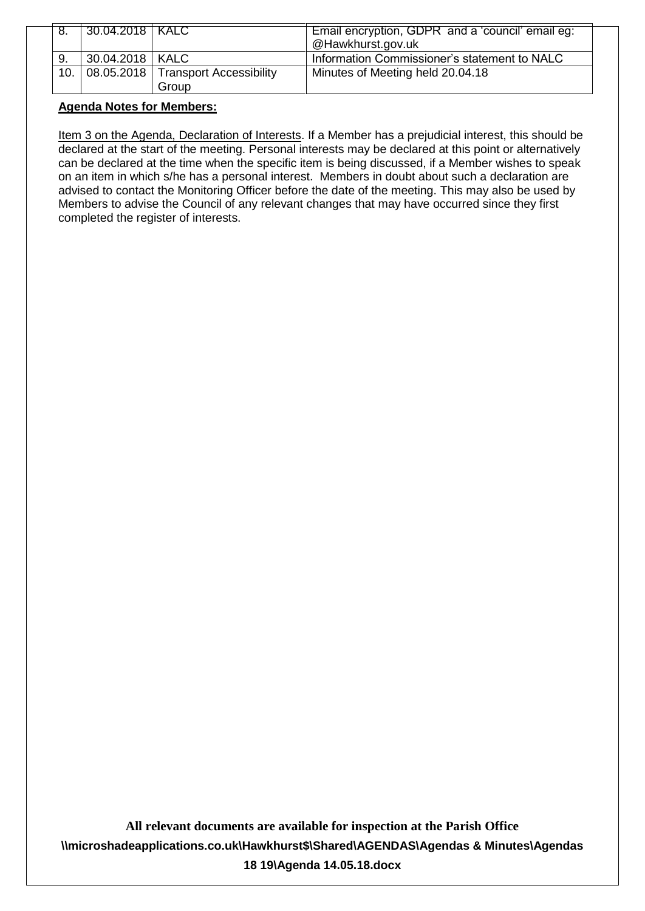| | | | |
|---|---|---|---|
| 8. | 30.04.2018 | KALC | Email encryption, GDPR and a 'council' email eg: @Hawkhurst.gov.uk |
| 9. | 30.04.2018 | KALC | Information Commissioner's statement to NALC |
| 10. | 08.05.2018 | Transport Accessibility Group | Minutes of Meeting held 20.04.18 |

**Agenda Notes for Members:**

Item 3 on the Agenda, Declaration of Interests. If a Member has a prejudicial interest, this should be declared at the start of the meeting. Personal interests may be declared at this point or alternatively can be declared at the time when the specific item is being discussed, if a Member wishes to speak on an item in which s/he has a personal interest. Members in doubt about such a declaration are advised to contact the Monitoring Officer before the date of the meeting. This may also be used by Members to advise the Council of any relevant changes that may have occurred since they first completed the register of interests.

**All relevant documents are available for inspection at the Parish Office**

**\\microshadeapplications.co.uk\Hawkhurst$\Shared\AGENDAS\Agendas & Minutes\Agendas 18 19\Agenda 14.05.18.docx**